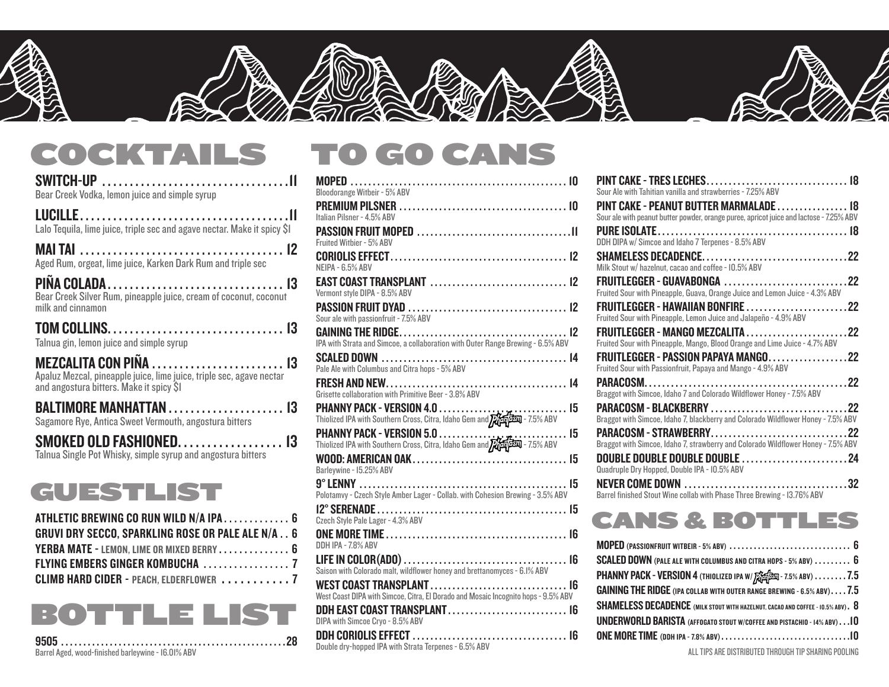# COCKTAILS

**SWITCH-UP** ................................. 11
Bear Creek Vodka, lemon juice and simple syrup

**LUCILLE** ................................. 11
Lalo Tequila, lime juice, triple sec and agave nectar. Make it spicy $1

**MAI TAI** ................................. 12
Aged Rum, orgeat, lime juice, Karken Dark Rum and triple sec

**PIÑA COLADA** ................................. 13
Bear Creek Silver Rum, pineapple juice, cream of coconut, coconut milk and cinnamon

**TOM COLLINS** ................................. 13
Talnua gin, lemon juice and simple syrup

**MEZCALITA CON PIÑA** ................................. 13
Apaluz Mezcal, pineapple juice, lime juice, triple sec, agave nectar and angostura bitters. Make it spicy $1

**BALTIMORE MANHATTAN** ................................. 13
Sagamore Rye, Antica Sweet Vermouth, angostura bitters

**SMOKED OLD FASHIONED** ................................. 13
Talnua Single Pot Whisky, simple syrup and angostura bitters

# GUESTLIST

**ATHLETIC BREWING CO RUN WILD N/A IPA** ................................. 6
**GRUVI DRY SECCO, SPARKLING ROSE OR PALE ALE N/A** .. 6
**YERBA MATE** - LEMON, LIME OR MIXED BERRY ................................. 6
**FLYING EMBERS GINGER KOMBUCHA** ................................. 7
**CLIMB HARD CIDER** - PEACH, ELDERFLOWER ................................. 7

# BOTTLE LIST

**9505** ................................. 28
Barrel Aged, wood-finished barleywine - 16.01% ABV

# TO GO CANS

**MOPED** ................................. 10
Bloodorange Witbeir - 5% ABV

**PREMIUM PILSNER** ................................. 10
Italian Pilsner - 4.5% ABV

**PASSION FRUIT MOPED** ................................. 11
Fruited Witbier - 5% ABV

**CORIOLIS EFFECT** ................................. 12
NEIPA - 6.5% ABV

**EAST COAST TRANSPLANT** ................................. 12
Vermont style DIPA - 8.5% ABV

**PASSION FRUIT DYAD** ................................. 12
Sour ale with passionfruit - 7.5% ABV

**GAINING THE RIDGE** ................................. 12
IPA with Strata and Simcoe, a collaboration with Outer Range Brewing - 6.5% ABV

**SCALED DOWN** ................................. 14
Pale Ale with Columbus and Citra hops - 5% ABV

**FRESH AND NEW** ................................. 14
Grisette collaboration with Primitive Beer - 3.8% ABV

**PHANNY PACK - VERSION 4.0** ................................. 15
Thiolized IPA with Southern Cross, Citra, Idaho Gem and Phantasm - 7.5% ABV

**PHANNY PACK - VERSION 5.0** ................................. 15
Thiolized IPA with Southern Cross, Citra, Idaho Gem and Phantasm - 7.5% ABV

**WOOD: AMERICAN OAK** ................................. 15
Barleywine - 15.25% ABV

**9° LENNY** ................................. 15
Polotamvy - Czech Style Amber Lager - Collab. with Cohesion Brewing - 3.5% ABV

**12° SERENADE** ................................. 15
Czech Style Pale Lager - 4.3% ABV

**ONE MORE TIME** ................................. 16
DDH IPA - 7.8% ABV

**LIFE IN COLOR(ADO)** ................................. 16
Saison with Colorado malt, wildflower honey and brettanomyces - 6.1% ABV

**WEST COAST TRANSPLANT** ................................. 16
West Coast DIPA with Simcoe, Citra, El Dorado and Mosaic Incognito hops - 9.5% ABV

**DDH EAST COAST TRANSPLANT** ................................. 16
DIPA with Simcoe Cryo - 8.5% ABV

**DDH CORIOLIS EFFECT** ................................. 16
Double dry-hopped IPA with Strata Terpenes - 6.5% ABV

**PINT CAKE - TRES LECHES** ................................. 18
Sour Ale with Tahitian vanilla and strawberries - 7.25% ABV

**PINT CAKE - PEANUT BUTTER MARMALADE** ................................. 18
Sour ale with peanut butter powder, orange puree, apricot juice and lactose - 7.25% ABV

**PURE ISOLATE** ................................. 18
DDH DIPA w/ Simcoe and Idaho 7 Terpenes - 8.5% ABV

**SHAMELESS DECADENCE** ................................. 22
Milk Stout w/ hazelnut, cacao and coffee - 10.5% ABV

**FRUITLEGGER - GUAVABONGA** ................................. 22
Fruited Sour with Pineapple, Guava, Orange Juice and Lemon Juice - 4.3% ABV

**FRUITLEGGER - HAWAIIAN BONFIRE** ................................. 22
Fruited Sour with Pineapple, Lemon Juice and Jalapeño - 4.9% ABV

**FRUITLEGGER - MANGO MEZCALITA** ................................. 22
Fruited Sour with Pineapple, Mango, Blood Orange and Lime Juice - 4.7% ABV

**FRUITLEGGER - PASSION PAPAYA MANGO** ................................. 22
Fruited Sour with Passionfruit, Papaya and Mango - 4.9% ABV

**PARACOSM** ................................. 22
Braggot with Simcoe, Idaho 7 and Colorado Wildflower Honey - 7.5% ABV

**PARACOSM - BLACKBERRY** ................................. 22
Braggot with Simcoe, Idaho 7, blackberry and Colorado Wildflower Honey - 7.5% ABV

**PARACOSM - STRAWBERRY** ................................. 22
Braggot with Simcoe, Idaho 7, strawberry and Colorado Wildflower Honey - 7.5% ABV

**DOUBLE DOUBLE DOUBLE DOUBLE** ................................. 24
Quadruple Dry Hopped, Double IPA - 10.5% ABV

**NEVER COME DOWN** ................................. 32
Barrel finished Stout Wine collab with Phase Three Brewing - 13.76% ABV

# CANS & BOTTLES

**MOPED** (PASSIONFRUIT WITBEIR - 5% ABV) ................................. 6
**SCALED DOWN** (PALE ALE WITH COLUMBUS AND CITRA HOPS - 5% ABV) ................................. 6
**PHANNY PACK - VERSION 4** (THIOLIZED IPA W/ PHANTASM - 7.5% ABV) ................................. 7.5
**GAINING THE RIDGE** (IPA COLLAB WITH OUTER RANGE BREWING - 6.5% ABV) ................................. 7.5
**SHAMELESS DECADENCE** (MILK STOUT WITH HAZELNUT, CACAO AND COFFEE - 10.5% ABV) . 8
**UNDERWORLD BARISTA** (AFFOGATO STOUT W/COFFEE AND PISTACHIO - 14% ABV) ... 10
**ONE MORE TIME** (DDH IPA - 7.8% ABV) ................................. 10

ALL TIPS ARE DISTRIBUTED THROUGH TIP SHARING POOLING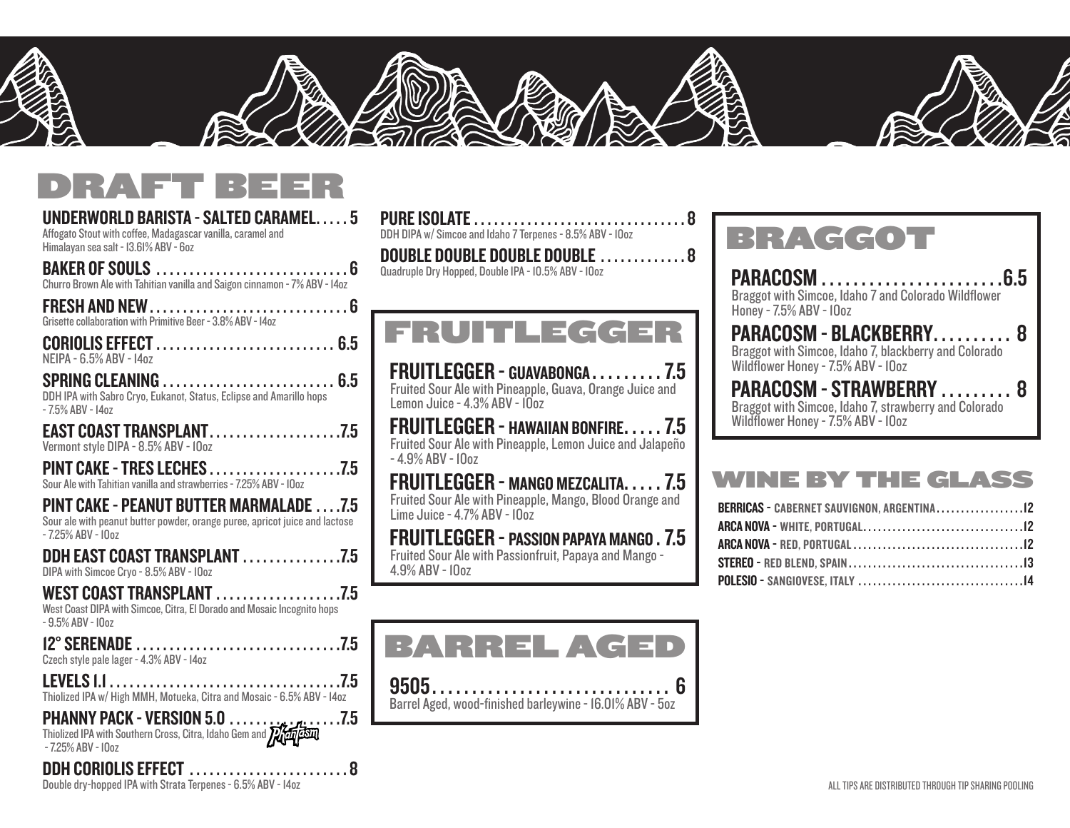# DRAFT BEER

**UNDERWORLD BARISTA - SALTED CARAMEL..... 5**
Affogato Stout with coffee, Madagascar vanilla, caramel and Himalayan sea salt - 13.61% ABV - 6oz

**BAKER OF SOULS ............................. 6**
Churro Brown Ale with Tahitian vanilla and Saigon cinnamon - 7% ABV - 14oz

**FRESH AND NEW.............................. 6**
Grisette collaboration with Primitive Beer - 3.8% ABV - 14oz

**CORIOLIS EFFECT........................... 6.5**
NEIPA - 6.5% ABV - 14oz

**SPRING CLEANING.......................... 6.5**
DDH IPA with Sabro Cryo, Eukanot, Status, Eclipse and Amarillo hops - 7.5% ABV - 14oz

**EAST COAST TRANSPLANT....................7.5**
Vermont style DIPA - 8.5% ABV - 10oz

**PINT CAKE - TRES LECHES....................7.5**
Sour Ale with Tahitian vanilla and strawberries - 7.25% ABV - 10oz

**PINT CAKE - PEANUT BUTTER MARMALADE ....7.5**
Sour ale with peanut butter powder, orange puree, apricot juice and lactose - 7.25% ABV - 10oz

**DDH EAST COAST TRANSPLANT ...............7.5**
DIPA with Simcoe Cryo - 8.5% ABV - 10oz

**WEST COAST TRANSPLANT ...................7.5**
West Coast DIPA with Simcoe, Citra, El Dorado and Mosaic Incognito hops - 9.5% ABV - 10oz

**12° SERENADE ...............................7.5**
Czech style pale lager - 4.3% ABV - 14oz

**LEVELS 1.1...................................7.5**
Thiolized IPA w/ High MMH, Motueka, Citra and Mosaic - 6.5% ABV - 14oz

**PHANNY PACK - VERSION 5.0 ..................7.5**
Thiolized IPA with Southern Cross, Citra, Idaho Gem and Phantasm - 7.25% ABV - 10oz

**DDH CORIOLIS EFFECT ........................8**
Double dry-hopped IPA with Strata Terpenes - 6.5% ABV - 14oz

**PURE ISOLATE................................8**
DDH DIPA w/ Simcoe and Idaho 7 Terpenes - 8.5% ABV - 10oz

**DOUBLE DOUBLE DOUBLE DOUBLE .............8**
Quadruple Dry Hopped, Double IPA - 10.5% ABV - 10oz

# FRUITLEGGER

**FRUITLEGGER - GUAVABONGA......... 7.5**
Fruited Sour Ale with Pineapple, Guava, Orange Juice and Lemon Juice - 4.3% ABV - 10oz

**FRUITLEGGER - HAWAIIAN BONFIRE..... 7.5**
Fruited Sour Ale with Pineapple, Lemon Juice and Jalapeño - 4.9% ABV - 10oz

**FRUITLEGGER - MANGO MEZCALITA..... 7.5**
Fruited Sour Ale with Pineapple, Mango, Blood Orange and Lime Juice - 4.7% ABV - 10oz

**FRUITLEGGER - PASSION PAPAYA MANGO . 7.5**
Fruited Sour Ale with Passionfruit, Papaya and Mango - 4.9% ABV - 10oz

# BARREL AGED

**9505............................... 6**
Barrel Aged, wood-finished barleywine - 16.01% ABV - 5oz

# BRAGGOT

**PARACOSM .......................6.5**
Braggot with Simcoe, Idaho 7 and Colorado Wildflower Honey - 7.5% ABV - 10oz

**PARACOSM - BLACKBERRY.......... 8**
Braggot with Simcoe, Idaho 7, blackberry and Colorado Wildflower Honey - 7.5% ABV - 10oz

**PARACOSM - STRAWBERRY ......... 8**
Braggot with Simcoe, Idaho 7, strawberry and Colorado Wildflower Honey - 7.5% ABV - 10oz

# WINE BY THE GLASS

**BERRICAS** - CABERNET SAUVIGNON, ARGENTINA..................12

**ARCA NOVA** - WHITE, PORTUGAL.................................12

**ARCA NOVA** - RED, PORTUGAL...................................12

**STEREO** - RED BLEND, SPAIN....................................13

**POLESIO** - SANGIOVESE, ITALY ..................................14

ALL TIPS ARE DISTRIBUTED THROUGH TIP SHARING POOLING